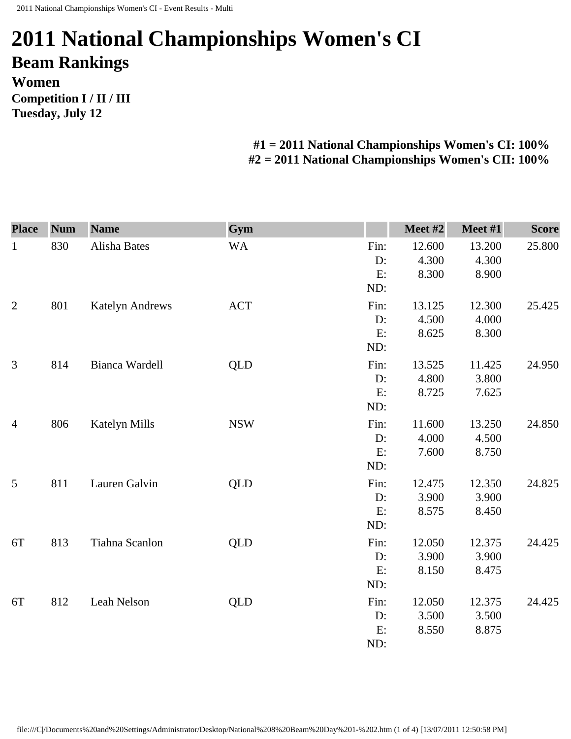# 2011 National Championships Women's CI

## Beam Rankings

### Women

**Competition I / II / III**
**Tuesday, July 12**

**#1 = 2011 National Championships Women's CI: 100%**
**#2 = 2011 National Championships Women's CII: 100%**

| Place | Num | Name | Gym | | Meet #2 | Meet #1 | Score |
|---|---|---|---|---|---|---|---|
| 1 | 830 | Alisha Bates | WA | Fin: | 12.600 | 13.200 | 25.800 |
| | | | | D: | 4.300 | 4.300 | |
| | | | | E: | 8.300 | 8.900 | |
| | | | | ND: | | | |
| 2 | 801 | Katelyn Andrews | ACT | Fin: | 13.125 | 12.300 | 25.425 |
| | | | | D: | 4.500 | 4.000 | |
| | | | | E: | 8.625 | 8.300 | |
| | | | | ND: | | | |
| 3 | 814 | Bianca Wardell | QLD | Fin: | 13.525 | 11.425 | 24.950 |
| | | | | D: | 4.800 | 3.800 | |
| | | | | E: | 8.725 | 7.625 | |
| | | | | ND: | | | |
| 4 | 806 | Katelyn Mills | NSW | Fin: | 11.600 | 13.250 | 24.850 |
| | | | | D: | 4.000 | 4.500 | |
| | | | | E: | 7.600 | 8.750 | |
| | | | | ND: | | | |
| 5 | 811 | Lauren Galvin | QLD | Fin: | 12.475 | 12.350 | 24.825 |
| | | | | D: | 3.900 | 3.900 | |
| | | | | E: | 8.575 | 8.450 | |
| | | | | ND: | | | |
| 6T | 813 | Tiahna Scanlon | QLD | Fin: | 12.050 | 12.375 | 24.425 |
| | | | | D: | 3.900 | 3.900 | |
| | | | | E: | 8.150 | 8.475 | |
| | | | | ND: | | | |
| 6T | 812 | Leah Nelson | QLD | Fin: | 12.050 | 12.375 | 24.425 |
| | | | | D: | 3.500 | 3.500 | |
| | | | | E: | 8.550 | 8.875 | |
| | | | | ND: | | | |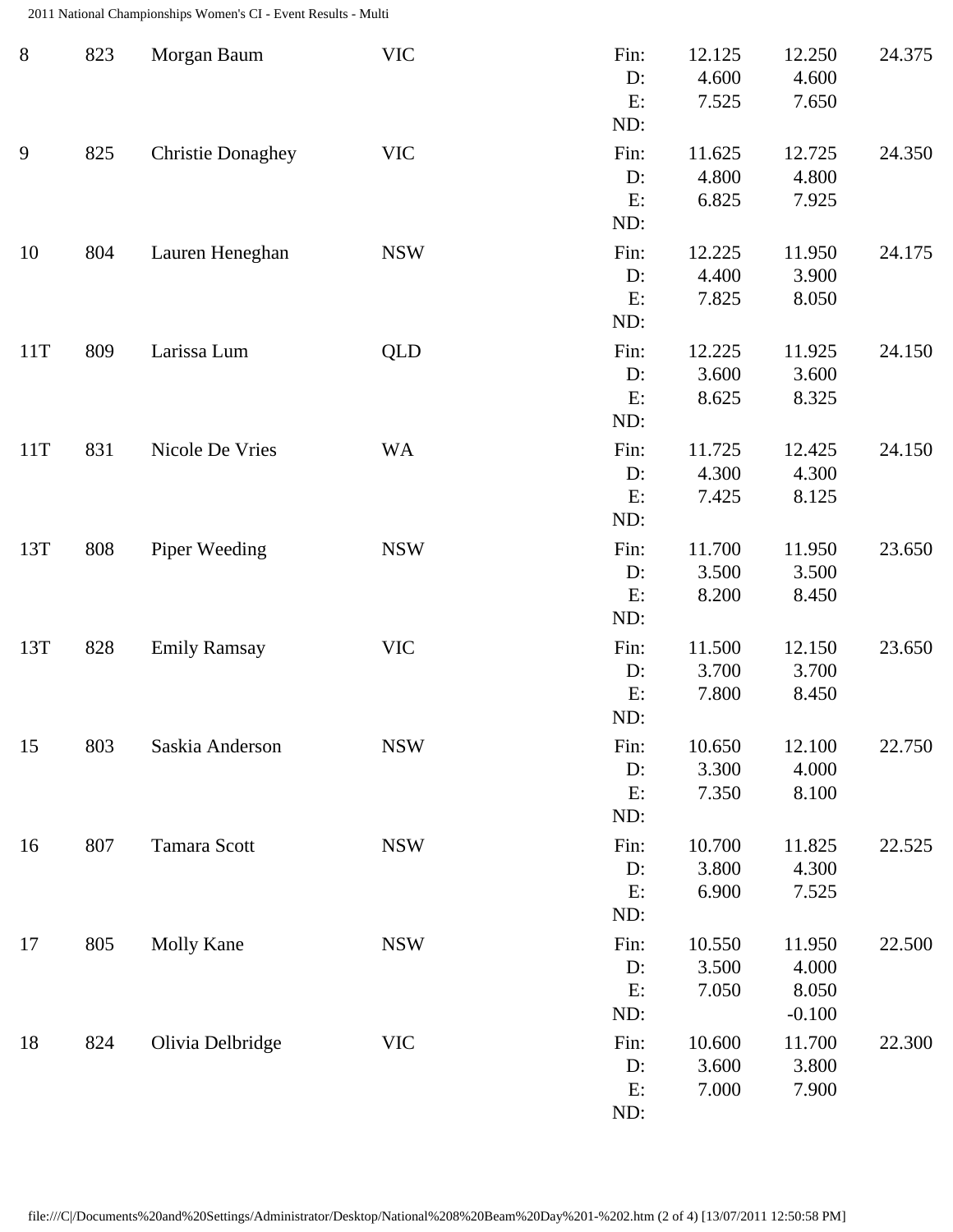| Rank | No. | Name | State | | Score 1 | Score 2 | Total |
|---|---|---|---|---|---|---|---|
| 8 | 823 | Morgan Baum | VIC | Fin: | 12.125 | 12.250 | 24.375 |
| | | | | D: | 4.600 | 4.600 | |
| | | | | E: | 7.525 | 7.650 | |
| | | | | ND: | | | |
| 9 | 825 | Christie Donaghey | VIC | Fin: | 11.625 | 12.725 | 24.350 |
| | | | | D: | 4.800 | 4.800 | |
| | | | | E: | 6.825 | 7.925 | |
| | | | | ND: | | | |
| 10 | 804 | Lauren Heneghan | NSW | Fin: | 12.225 | 11.950 | 24.175 |
| | | | | D: | 4.400 | 3.900 | |
| | | | | E: | 7.825 | 8.050 | |
| | | | | ND: | | | |
| 11T | 809 | Larissa Lum | QLD | Fin: | 12.225 | 11.925 | 24.150 |
| | | | | D: | 3.600 | 3.600 | |
| | | | | E: | 8.625 | 8.325 | |
| | | | | ND: | | | |
| 11T | 831 | Nicole De Vries | WA | Fin: | 11.725 | 12.425 | 24.150 |
| | | | | D: | 4.300 | 4.300 | |
| | | | | E: | 7.425 | 8.125 | |
| | | | | ND: | | | |
| 13T | 808 | Piper Weeding | NSW | Fin: | 11.700 | 11.950 | 23.650 |
| | | | | D: | 3.500 | 3.500 | |
| | | | | E: | 8.200 | 8.450 | |
| | | | | ND: | | | |
| 13T | 828 | Emily Ramsay | VIC | Fin: | 11.500 | 12.150 | 23.650 |
| | | | | D: | 3.700 | 3.700 | |
| | | | | E: | 7.800 | 8.450 | |
| | | | | ND: | | | |
| 15 | 803 | Saskia Anderson | NSW | Fin: | 10.650 | 12.100 | 22.750 |
| | | | | D: | 3.300 | 4.000 | |
| | | | | E: | 7.350 | 8.100 | |
| | | | | ND: | | | |
| 16 | 807 | Tamara Scott | NSW | Fin: | 10.700 | 11.825 | 22.525 |
| | | | | D: | 3.800 | 4.300 | |
| | | | | E: | 6.900 | 7.525 | |
| | | | | ND: | | | |
| 17 | 805 | Molly Kane | NSW | Fin: | 10.550 | 11.950 | 22.500 |
| | | | | D: | 3.500 | 4.000 | |
| | | | | E: | 7.050 | 8.050 | |
| | | | | ND: | | -0.100 | |
| 18 | 824 | Olivia Delbridge | VIC | Fin: | 10.600 | 11.700 | 22.300 |
| | | | | D: | 3.600 | 3.800 | |
| | | | | E: | 7.000 | 7.900 | |
| | | | | ND: | | | |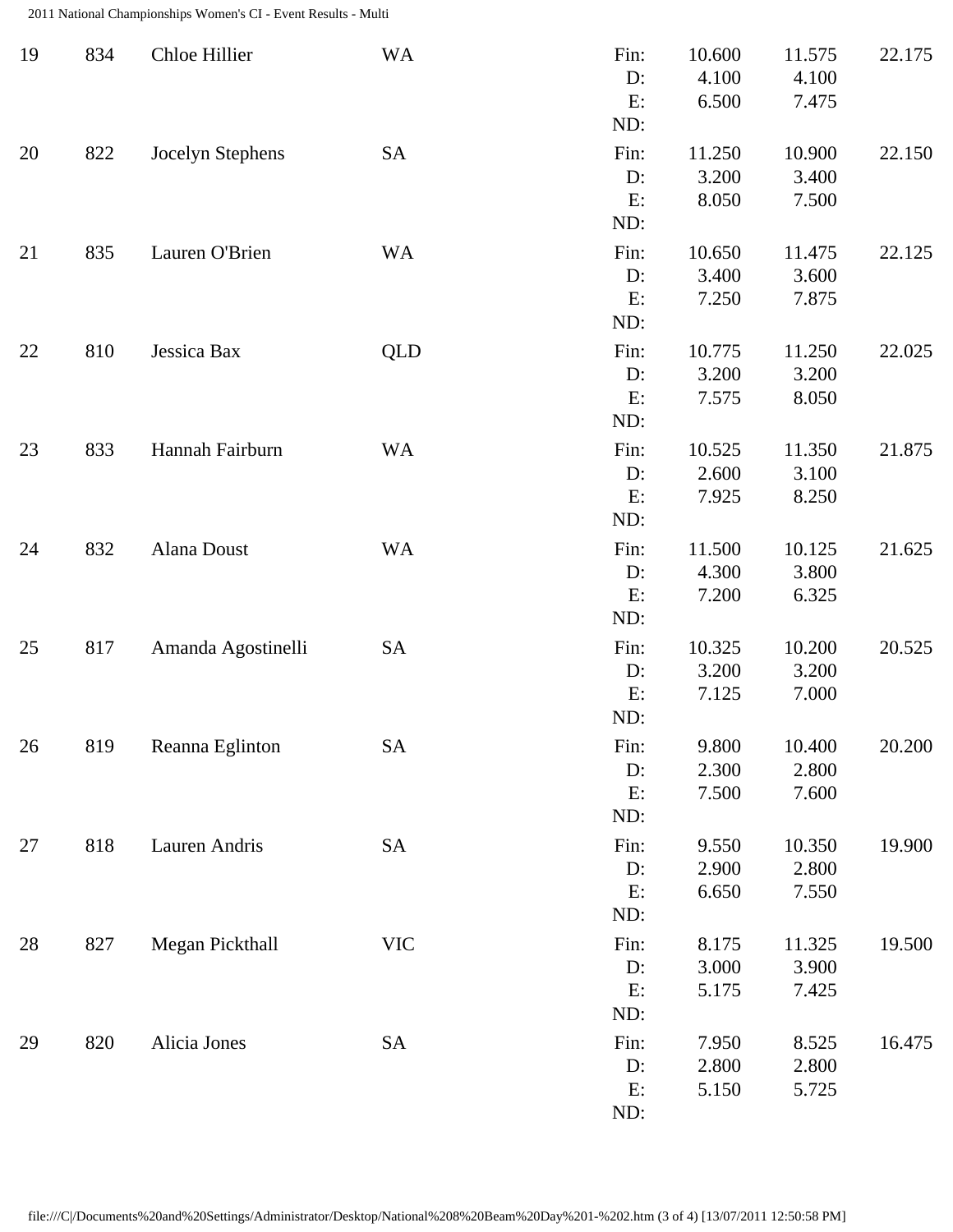| Rank | No. | Name | State | | Score 1 | Score 2 | Total |
|---|---|---|---|---|---|---|---|
| 19 | 834 | Chloe Hillier | WA | Fin: | 10.600 | 11.575 | 22.175 |
| | | | | D: | 4.100 | 4.100 | |
| | | | | E: | 6.500 | 7.475 | |
| | | | | ND: | | | |
| 20 | 822 | Jocelyn Stephens | SA | Fin: | 11.250 | 10.900 | 22.150 |
| | | | | D: | 3.200 | 3.400 | |
| | | | | E: | 8.050 | 7.500 | |
| | | | | ND: | | | |
| 21 | 835 | Lauren O'Brien | WA | Fin: | 10.650 | 11.475 | 22.125 |
| | | | | D: | 3.400 | 3.600 | |
| | | | | E: | 7.250 | 7.875 | |
| | | | | ND: | | | |
| 22 | 810 | Jessica Bax | QLD | Fin: | 10.775 | 11.250 | 22.025 |
| | | | | D: | 3.200 | 3.200 | |
| | | | | E: | 7.575 | 8.050 | |
| | | | | ND: | | | |
| 23 | 833 | Hannah Fairburn | WA | Fin: | 10.525 | 11.350 | 21.875 |
| | | | | D: | 2.600 | 3.100 | |
| | | | | E: | 7.925 | 8.250 | |
| | | | | ND: | | | |
| 24 | 832 | Alana Doust | WA | Fin: | 11.500 | 10.125 | 21.625 |
| | | | | D: | 4.300 | 3.800 | |
| | | | | E: | 7.200 | 6.325 | |
| | | | | ND: | | | |
| 25 | 817 | Amanda Agostinelli | SA | Fin: | 10.325 | 10.200 | 20.525 |
| | | | | D: | 3.200 | 3.200 | |
| | | | | E: | 7.125 | 7.000 | |
| | | | | ND: | | | |
| 26 | 819 | Reanna Eglinton | SA | Fin: | 9.800 | 10.400 | 20.200 |
| | | | | D: | 2.300 | 2.800 | |
| | | | | E: | 7.500 | 7.600 | |
| | | | | ND: | | | |
| 27 | 818 | Lauren Andris | SA | Fin: | 9.550 | 10.350 | 19.900 |
| | | | | D: | 2.900 | 2.800 | |
| | | | | E: | 6.650 | 7.550 | |
| | | | | ND: | | | |
| 28 | 827 | Megan Pickthall | VIC | Fin: | 8.175 | 11.325 | 19.500 |
| | | | | D: | 3.000 | 3.900 | |
| | | | | E: | 5.175 | 7.425 | |
| | | | | ND: | | | |
| 29 | 820 | Alicia Jones | SA | Fin: | 7.950 | 8.525 | 16.475 |
| | | | | D: | 2.800 | 2.800 | |
| | | | | E: | 5.150 | 5.725 | |
| | | | | ND: | | | |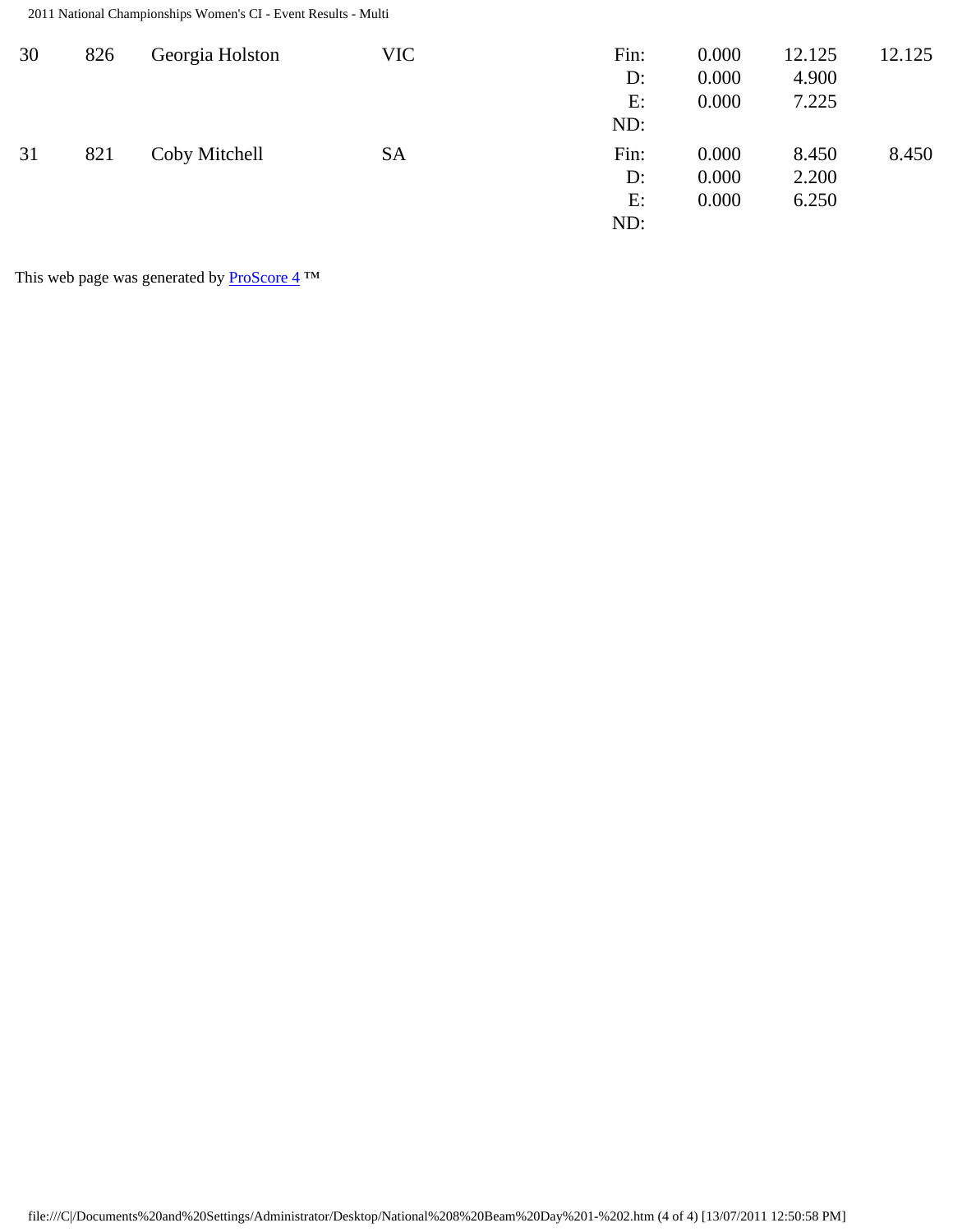| | | | | | | | |
|---|---|---|---|---|---|---|---|
| 30 | 826 | Georgia Holston | VIC | Fin: | 0.000 | 12.125 | 12.125 |
| | | | | D: | 0.000 | 4.900 | |
| | | | | E: | 0.000 | 7.225 | |
| | | | | ND: | | | |
| 31 | 821 | Coby Mitchell | SA | Fin: | 0.000 | 8.450 | 8.450 |
| | | | | D: | 0.000 | 2.200 | |
| | | | | E: | 0.000 | 6.250 | |
| | | | | ND: | | | |

This web page was generated by ProScore 4 ™